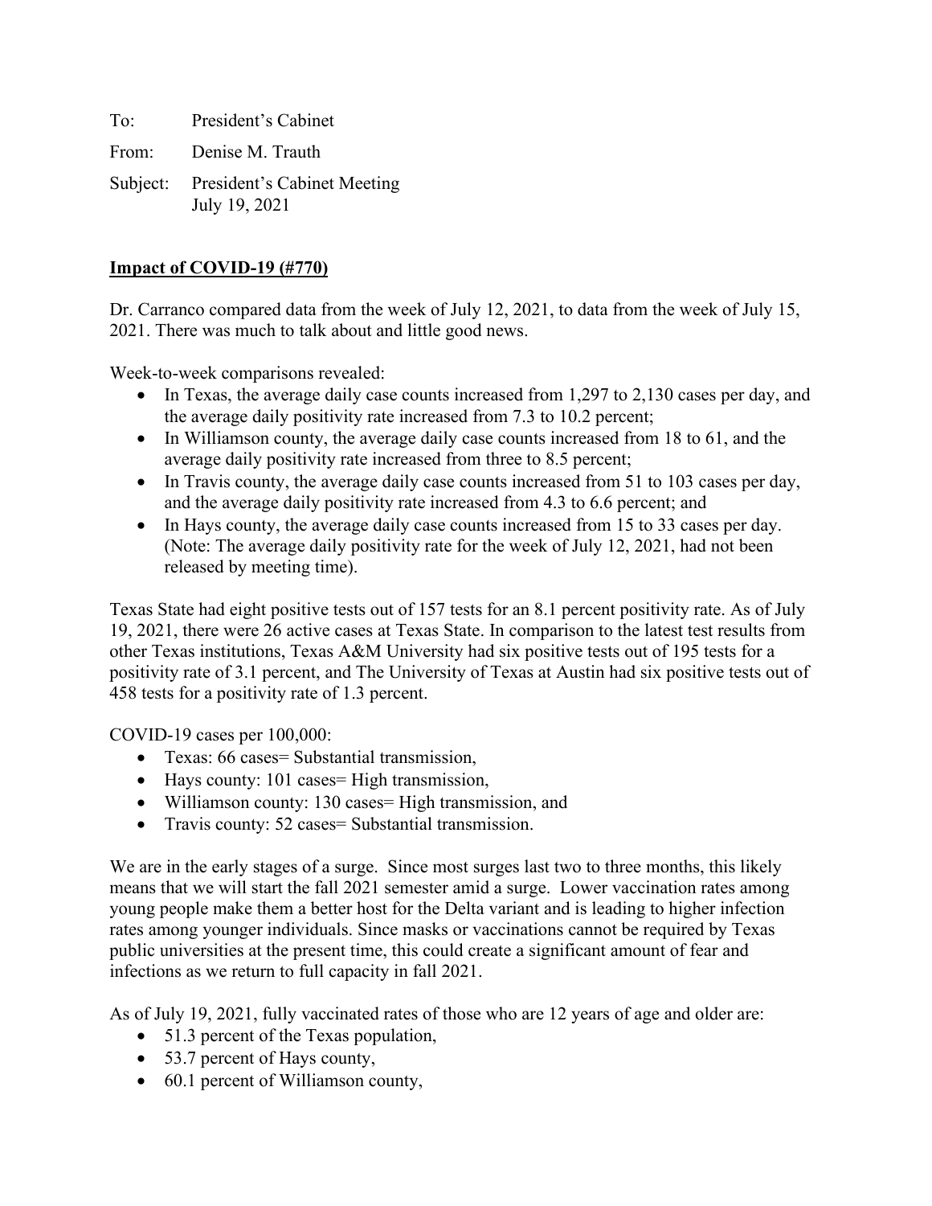To: President's Cabinet

From: Denise M. Trauth

Subject: President's Cabinet Meeting
July 19, 2021

**<u>Impact of COVID-19 (#770)</u>**

Dr. Carranco compared data from the week of July 12, 2021, to data from the week of July 15, 2021. There was much to talk about and little good news.

Week-to-week comparisons revealed:

- In Texas, the average daily case counts increased from 1,297 to 2,130 cases per day, and the average daily positivity rate increased from 7.3 to 10.2 percent;
- In Williamson county, the average daily case counts increased from 18 to 61, and the average daily positivity rate increased from three to 8.5 percent;
- In Travis county, the average daily case counts increased from 51 to 103 cases per day, and the average daily positivity rate increased from 4.3 to 6.6 percent; and
- In Hays county, the average daily case counts increased from 15 to 33 cases per day. (Note: The average daily positivity rate for the week of July 12, 2021, had not been released by meeting time).

Texas State had eight positive tests out of 157 tests for an 8.1 percent positivity rate. As of July 19, 2021, there were 26 active cases at Texas State. In comparison to the latest test results from other Texas institutions, Texas A&M University had six positive tests out of 195 tests for a positivity rate of 3.1 percent, and The University of Texas at Austin had six positive tests out of 458 tests for a positivity rate of 1.3 percent.

COVID-19 cases per 100,000:

- Texas: 66 cases= Substantial transmission,
- Hays county: 101 cases= High transmission,
- Williamson county: 130 cases= High transmission, and
- Travis county: 52 cases= Substantial transmission.

We are in the early stages of a surge. Since most surges last two to three months, this likely means that we will start the fall 2021 semester amid a surge. Lower vaccination rates among young people make them a better host for the Delta variant and is leading to higher infection rates among younger individuals. Since masks or vaccinations cannot be required by Texas public universities at the present time, this could create a significant amount of fear and infections as we return to full capacity in fall 2021.

As of July 19, 2021, fully vaccinated rates of those who are 12 years of age and older are:

- 51.3 percent of the Texas population,
- 53.7 percent of Hays county,
- 60.1 percent of Williamson county,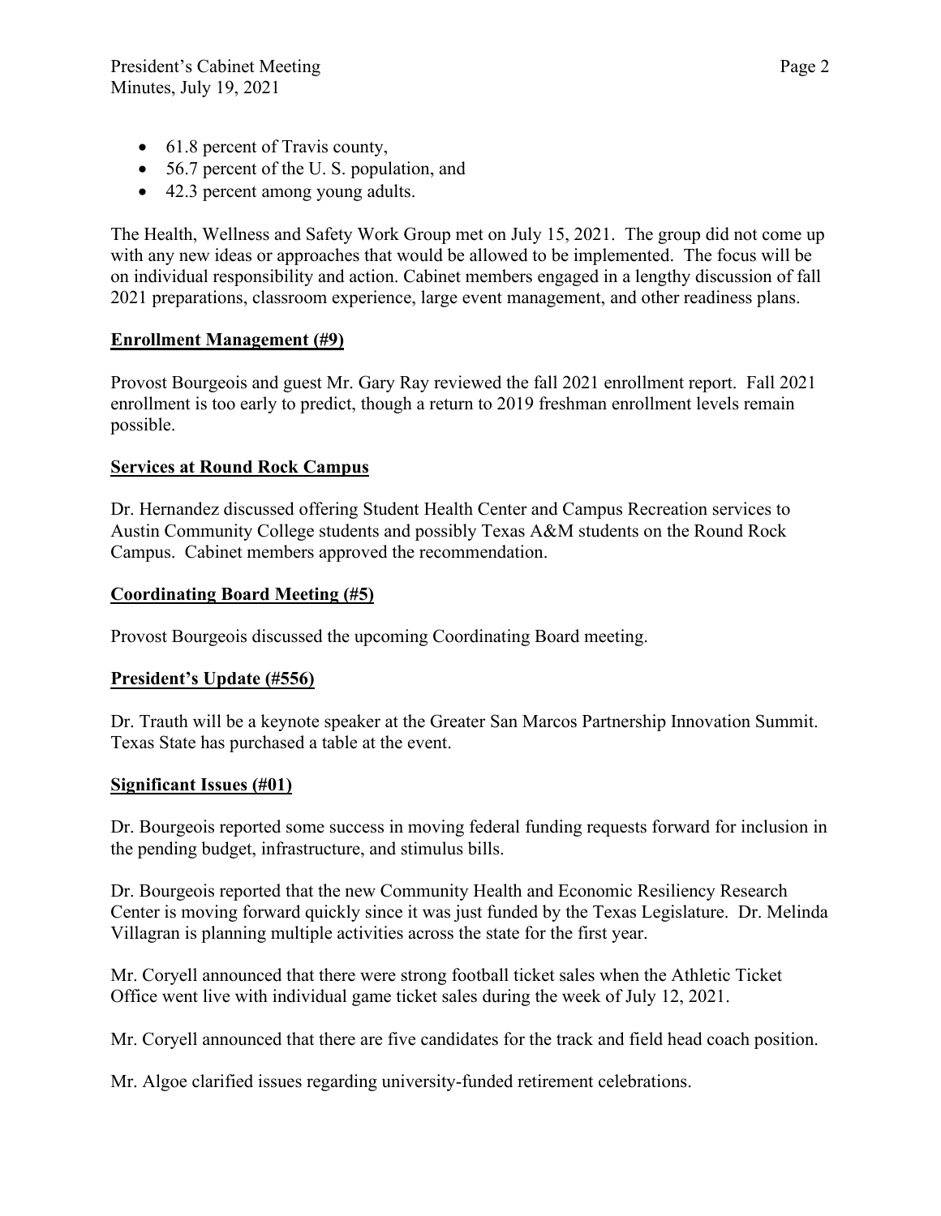- 61.8 percent of Travis county,
- 56.7 percent of the U. S. population, and
- 42.3 percent among young adults.

The Health, Wellness and Safety Work Group met on July 15, 2021. The group did not come up with any new ideas or approaches that would be allowed to be implemented. The focus will be on individual responsibility and action. Cabinet members engaged in a lengthy discussion of fall 2021 preparations, classroom experience, large event management, and other readiness plans.

**Enrollment Management (#9)**

Provost Bourgeois and guest Mr. Gary Ray reviewed the fall 2021 enrollment report. Fall 2021 enrollment is too early to predict, though a return to 2019 freshman enrollment levels remain possible.

**Services at Round Rock Campus**

Dr. Hernandez discussed offering Student Health Center and Campus Recreation services to Austin Community College students and possibly Texas A&M students on the Round Rock Campus. Cabinet members approved the recommendation.

**Coordinating Board Meeting (#5)**

Provost Bourgeois discussed the upcoming Coordinating Board meeting.

**President's Update (#556)**

Dr. Trauth will be a keynote speaker at the Greater San Marcos Partnership Innovation Summit. Texas State has purchased a table at the event.

**Significant Issues (#01)**

Dr. Bourgeois reported some success in moving federal funding requests forward for inclusion in the pending budget, infrastructure, and stimulus bills.

Dr. Bourgeois reported that the new Community Health and Economic Resiliency Research Center is moving forward quickly since it was just funded by the Texas Legislature. Dr. Melinda Villagran is planning multiple activities across the state for the first year.

Mr. Coryell announced that there were strong football ticket sales when the Athletic Ticket Office went live with individual game ticket sales during the week of July 12, 2021.

Mr. Coryell announced that there are five candidates for the track and field head coach position.

Mr. Algoe clarified issues regarding university-funded retirement celebrations.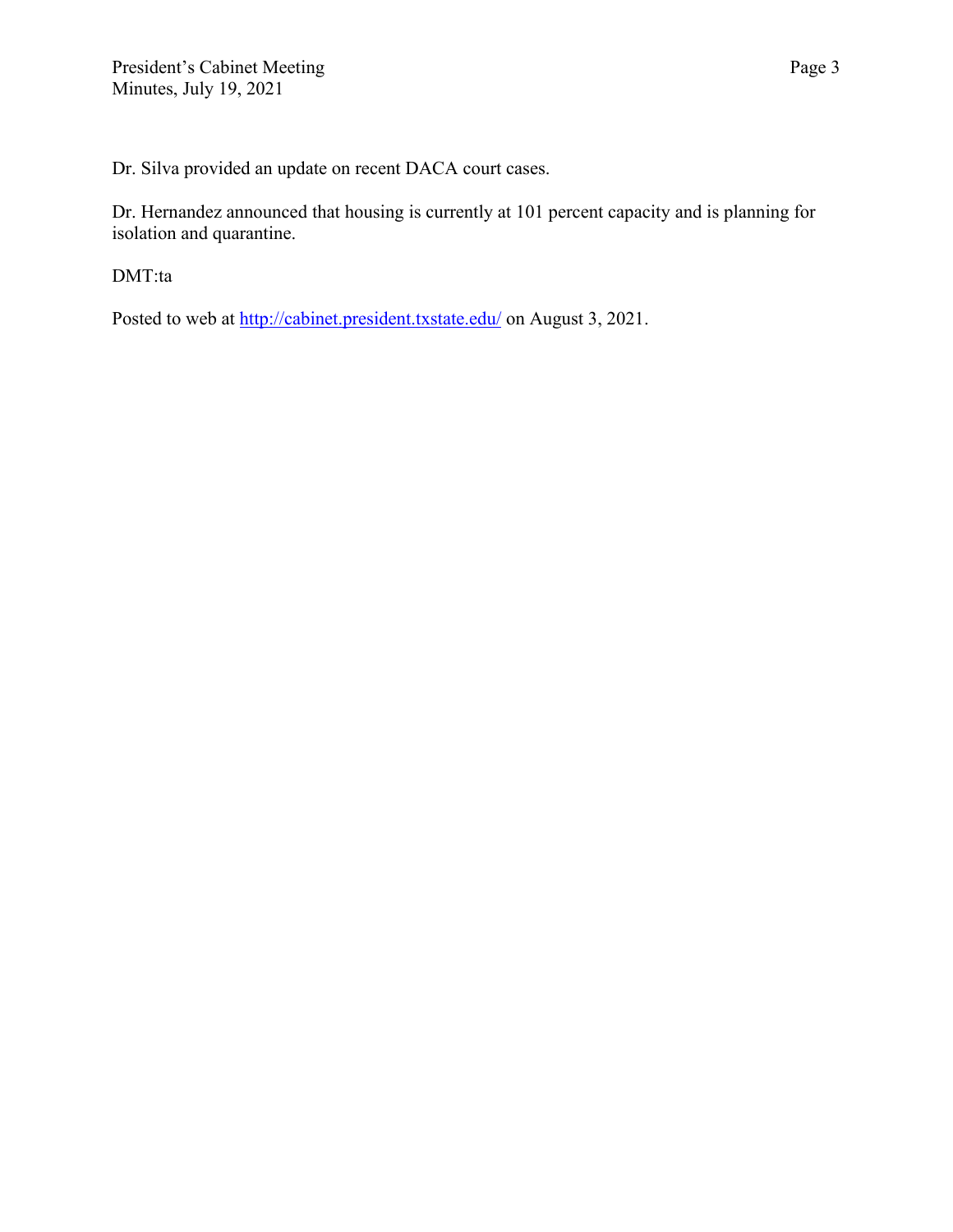Dr. Silva provided an update on recent DACA court cases.

Dr. Hernandez announced that housing is currently at 101 percent capacity and is planning for isolation and quarantine.

DMT:ta

Posted to web at http://cabinet.president.txstate.edu/ on August 3, 2021.